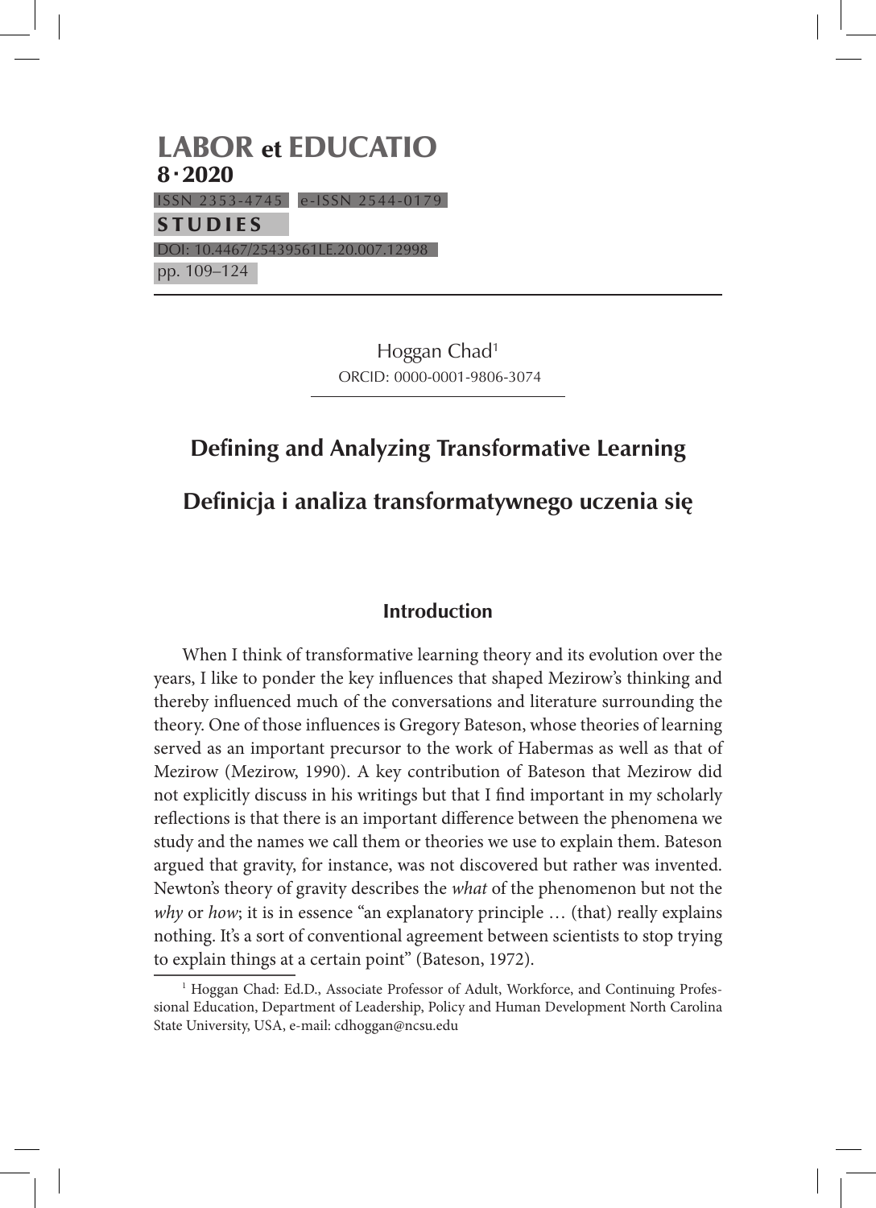Hoggan Chad[1]
ORCID: 0000-0001-9806-3074

# Defining and Analyzing Transformative Learning

# Definicja i analiza transformatywnego uczenia się

## Introduction

When I think of transformative learning theory and its evolution over the years, I like to ponder the key influences that shaped Mezirow's thinking and thereby influenced much of the conversations and literature surrounding the theory. One of those influences is Gregory Bateson, whose theories of learning served as an important precursor to the work of Habermas as well as that of Mezirow (Mezirow, 1990). A key contribution of Bateson that Mezirow did not explicitly discuss in his writings but that I find important in my scholarly reflections is that there is an important difference between the phenomena we study and the names we call them or theories we use to explain them. Bateson argued that gravity, for instance, was not discovered but rather was invented. Newton's theory of gravity describes the *what* of the phenomenon but not the *why* or *how*; it is in essence "an explanatory principle … (that) really explains nothing. It's a sort of conventional agreement between scientists to stop trying to explain things at a certain point" (Bateson, 1972).

[1] Hoggan Chad: Ed.D., Associate Professor of Adult, Workforce, and Continuing Professional Education, Department of Leadership, Policy and Human Development North Carolina State University, USA, e-mail: cdhoggan@ncsu.edu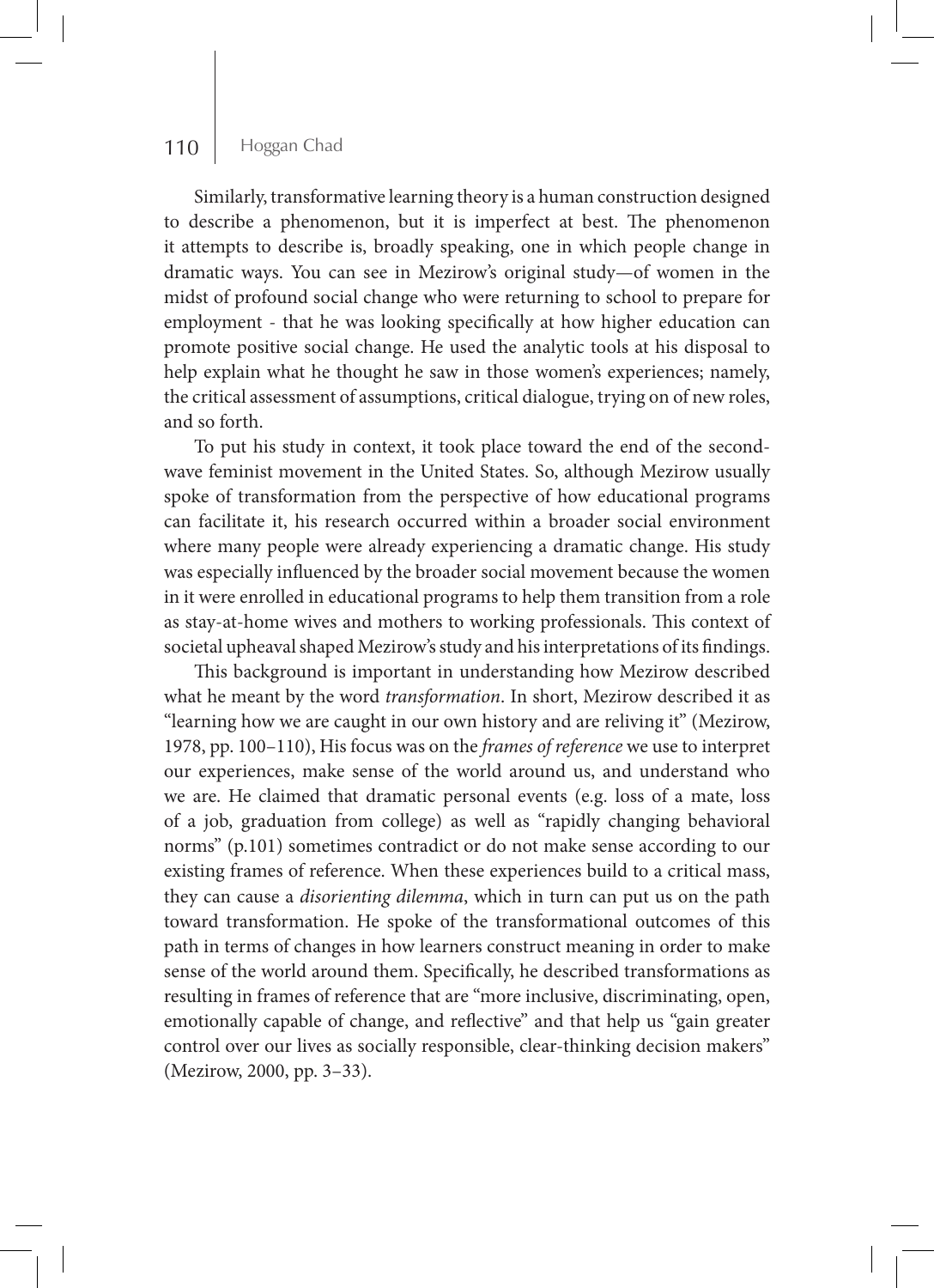Similarly, transformative learning theory is a human construction designed to describe a phenomenon, but it is imperfect at best. The phenomenon it attempts to describe is, broadly speaking, one in which people change in dramatic ways. You can see in Mezirow's original study—of women in the midst of profound social change who were returning to school to prepare for employment - that he was looking specifically at how higher education can promote positive social change. He used the analytic tools at his disposal to help explain what he thought he saw in those women's experiences; namely, the critical assessment of assumptions, critical dialogue, trying on of new roles, and so forth.

To put his study in context, it took place toward the end of the second-wave feminist movement in the United States. So, although Mezirow usually spoke of transformation from the perspective of how educational programs can facilitate it, his research occurred within a broader social environment where many people were already experiencing a dramatic change. His study was especially influenced by the broader social movement because the women in it were enrolled in educational programs to help them transition from a role as stay-at-home wives and mothers to working professionals. This context of societal upheaval shaped Mezirow's study and his interpretations of its findings.

This background is important in understanding how Mezirow described what he meant by the word *transformation*. In short, Mezirow described it as "learning how we are caught in our own history and are reliving it" (Mezirow, 1978, pp. 100–110), His focus was on the *frames of reference* we use to interpret our experiences, make sense of the world around us, and understand who we are. He claimed that dramatic personal events (e.g. loss of a mate, loss of a job, graduation from college) as well as "rapidly changing behavioral norms" (p.101) sometimes contradict or do not make sense according to our existing frames of reference. When these experiences build to a critical mass, they can cause a *disorienting dilemma*, which in turn can put us on the path toward transformation. He spoke of the transformational outcomes of this path in terms of changes in how learners construct meaning in order to make sense of the world around them. Specifically, he described transformations as resulting in frames of reference that are "more inclusive, discriminating, open, emotionally capable of change, and reflective" and that help us "gain greater control over our lives as socially responsible, clear-thinking decision makers" (Mezirow, 2000, pp. 3–33).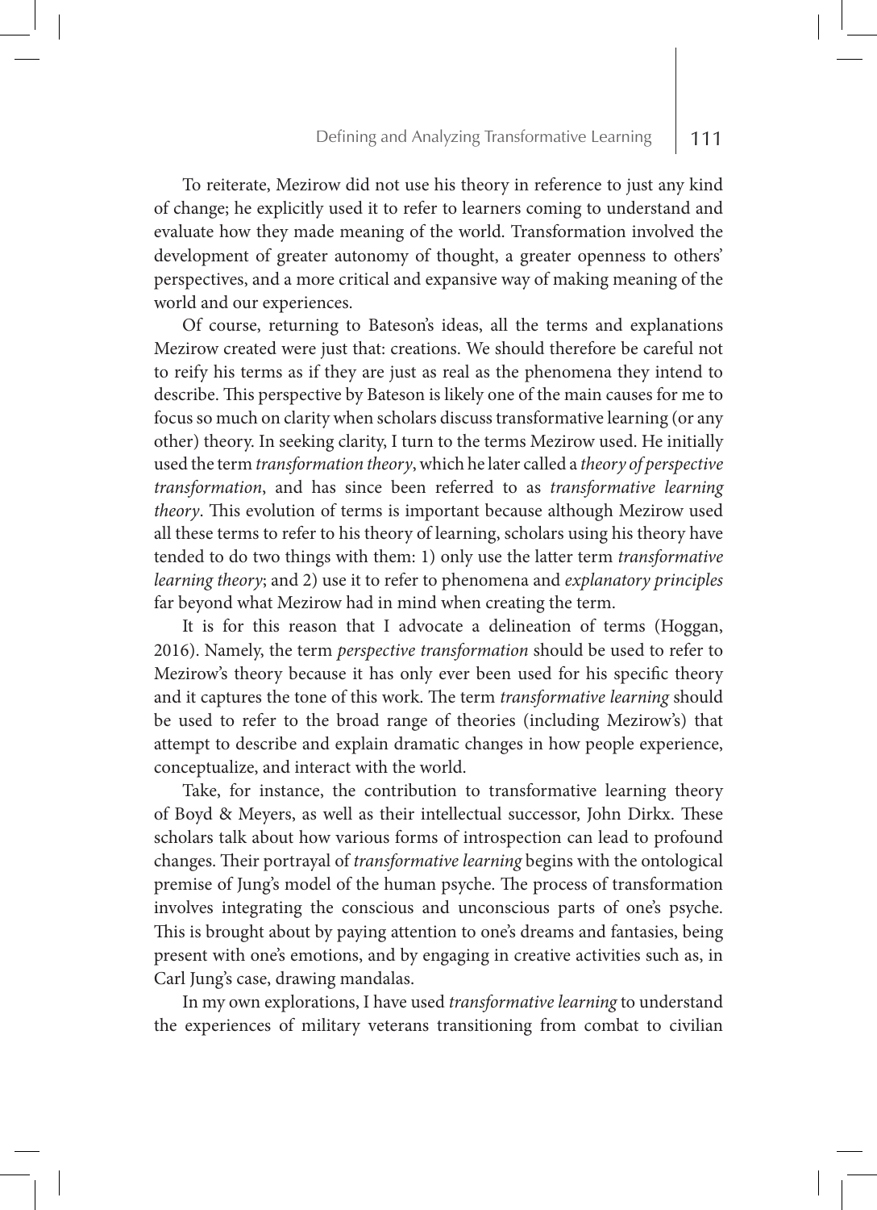To reiterate, Mezirow did not use his theory in reference to just any kind of change; he explicitly used it to refer to learners coming to understand and evaluate how they made meaning of the world. Transformation involved the development of greater autonomy of thought, a greater openness to others' perspectives, and a more critical and expansive way of making meaning of the world and our experiences.

Of course, returning to Bateson's ideas, all the terms and explanations Mezirow created were just that: creations. We should therefore be careful not to reify his terms as if they are just as real as the phenomena they intend to describe. This perspective by Bateson is likely one of the main causes for me to focus so much on clarity when scholars discuss transformative learning (or any other) theory. In seeking clarity, I turn to the terms Mezirow used. He initially used the term *transformation theory*, which he later called a *theory of perspective transformation*, and has since been referred to as *transformative learning theory*. This evolution of terms is important because although Mezirow used all these terms to refer to his theory of learning, scholars using his theory have tended to do two things with them: 1) only use the latter term *transformative learning theory*; and 2) use it to refer to phenomena and *explanatory principles* far beyond what Mezirow had in mind when creating the term.

It is for this reason that I advocate a delineation of terms (Hoggan, 2016). Namely, the term *perspective transformation* should be used to refer to Mezirow's theory because it has only ever been used for his specific theory and it captures the tone of this work. The term *transformative learning* should be used to refer to the broad range of theories (including Mezirow's) that attempt to describe and explain dramatic changes in how people experience, conceptualize, and interact with the world.

Take, for instance, the contribution to transformative learning theory of Boyd & Meyers, as well as their intellectual successor, John Dirkx. These scholars talk about how various forms of introspection can lead to profound changes. Their portrayal of *transformative learning* begins with the ontological premise of Jung's model of the human psyche. The process of transformation involves integrating the conscious and unconscious parts of one's psyche. This is brought about by paying attention to one's dreams and fantasies, being present with one's emotions, and by engaging in creative activities such as, in Carl Jung's case, drawing mandalas.

In my own explorations, I have used *transformative learning* to understand the experiences of military veterans transitioning from combat to civilian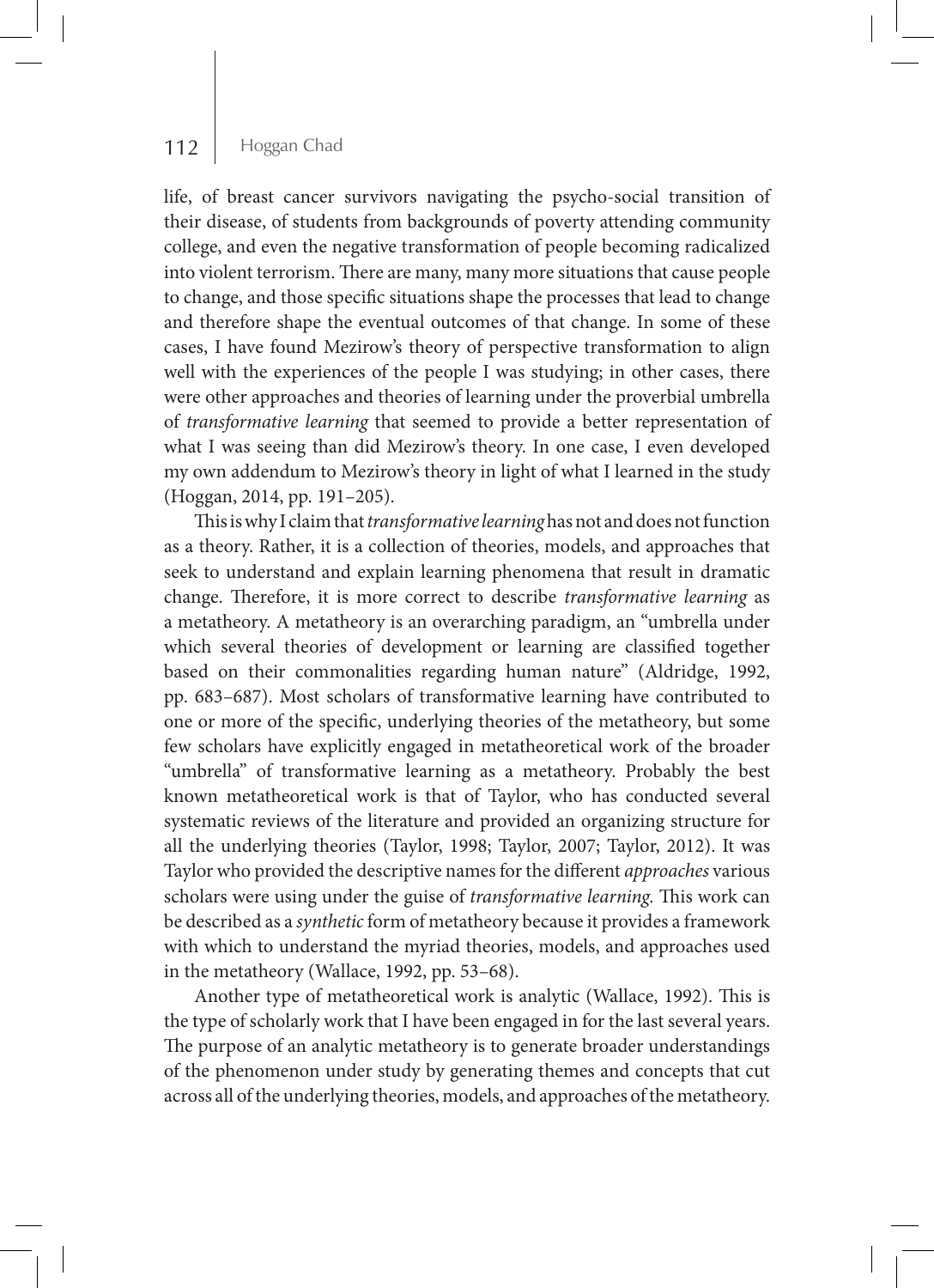life, of breast cancer survivors navigating the psycho-social transition of their disease, of students from backgrounds of poverty attending community college, and even the negative transformation of people becoming radicalized into violent terrorism. There are many, many more situations that cause people to change, and those specific situations shape the processes that lead to change and therefore shape the eventual outcomes of that change. In some of these cases, I have found Mezirow's theory of perspective transformation to align well with the experiences of the people I was studying; in other cases, there were other approaches and theories of learning under the proverbial umbrella of *transformative learning* that seemed to provide a better representation of what I was seeing than did Mezirow's theory. In one case, I even developed my own addendum to Mezirow's theory in light of what I learned in the study (Hoggan, 2014, pp. 191–205).

This is why I claim that *transformative learning* has not and does not function as a theory. Rather, it is a collection of theories, models, and approaches that seek to understand and explain learning phenomena that result in dramatic change. Therefore, it is more correct to describe *transformative learning* as a metatheory. A metatheory is an overarching paradigm, an "umbrella under which several theories of development or learning are classified together based on their commonalities regarding human nature" (Aldridge, 1992, pp. 683–687). Most scholars of transformative learning have contributed to one or more of the specific, underlying theories of the metatheory, but some few scholars have explicitly engaged in metatheoretical work of the broader "umbrella" of transformative learning as a metatheory. Probably the best known metatheoretical work is that of Taylor, who has conducted several systematic reviews of the literature and provided an organizing structure for all the underlying theories (Taylor, 1998; Taylor, 2007; Taylor, 2012). It was Taylor who provided the descriptive names for the different *approaches* various scholars were using under the guise of *transformative learning.* This work can be described as a *synthetic* form of metatheory because it provides a framework with which to understand the myriad theories, models, and approaches used in the metatheory (Wallace, 1992, pp. 53–68).

Another type of metatheoretical work is analytic (Wallace, 1992). This is the type of scholarly work that I have been engaged in for the last several years. The purpose of an analytic metatheory is to generate broader understandings of the phenomenon under study by generating themes and concepts that cut across all of the underlying theories, models, and approaches of the metatheory.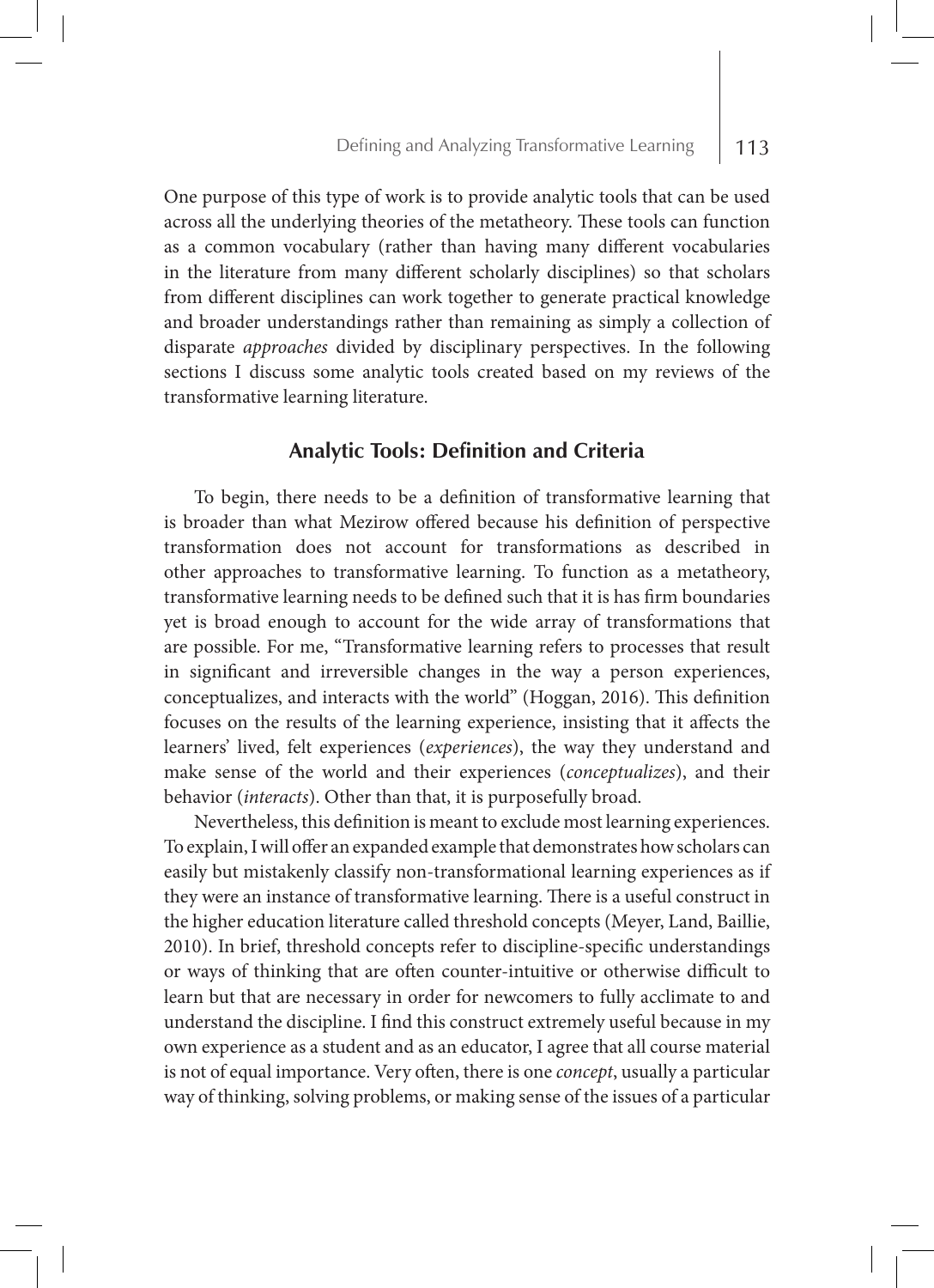One purpose of this type of work is to provide analytic tools that can be used across all the underlying theories of the metatheory. These tools can function as a common vocabulary (rather than having many different vocabularies in the literature from many different scholarly disciplines) so that scholars from different disciplines can work together to generate practical knowledge and broader understandings rather than remaining as simply a collection of disparate *approaches* divided by disciplinary perspectives. In the following sections I discuss some analytic tools created based on my reviews of the transformative learning literature.

## Analytic Tools: Definition and Criteria

To begin, there needs to be a definition of transformative learning that is broader than what Mezirow offered because his definition of perspective transformation does not account for transformations as described in other approaches to transformative learning. To function as a metatheory, transformative learning needs to be defined such that it is has firm boundaries yet is broad enough to account for the wide array of transformations that are possible. For me, "Transformative learning refers to processes that result in significant and irreversible changes in the way a person experiences, conceptualizes, and interacts with the world" (Hoggan, 2016). This definition focuses on the results of the learning experience, insisting that it affects the learners' lived, felt experiences (*experiences*), the way they understand and make sense of the world and their experiences (*conceptualizes*), and their behavior (*interacts*). Other than that, it is purposefully broad.

Nevertheless, this definition is meant to exclude most learning experiences. To explain, I will offer an expanded example that demonstrates how scholars can easily but mistakenly classify non-transformational learning experiences as if they were an instance of transformative learning. There is a useful construct in the higher education literature called threshold concepts (Meyer, Land, Baillie, 2010). In brief, threshold concepts refer to discipline-specific understandings or ways of thinking that are often counter-intuitive or otherwise difficult to learn but that are necessary in order for newcomers to fully acclimate to and understand the discipline. I find this construct extremely useful because in my own experience as a student and as an educator, I agree that all course material is not of equal importance. Very often, there is one *concept*, usually a particular way of thinking, solving problems, or making sense of the issues of a particular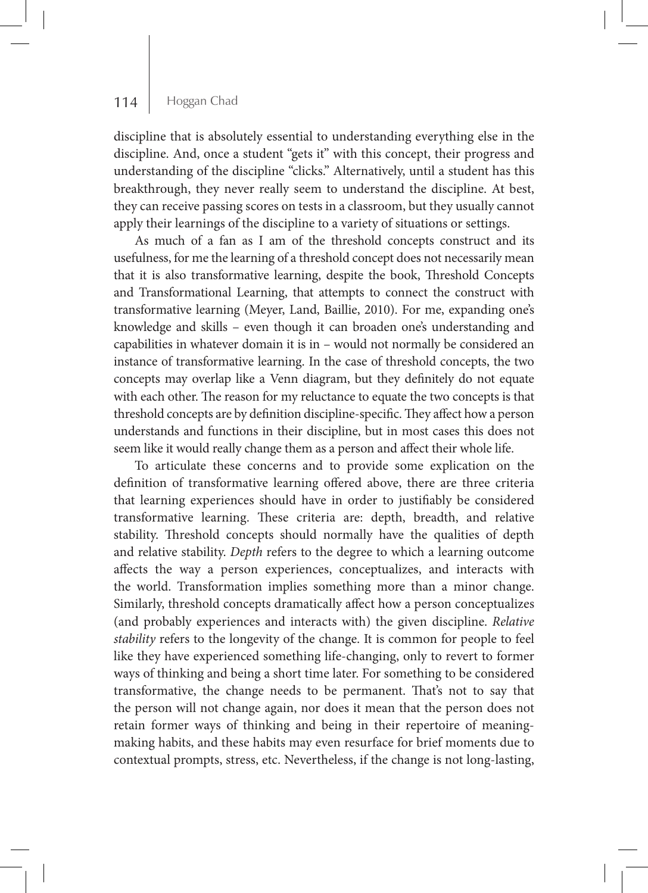discipline that is absolutely essential to understanding everything else in the discipline. And, once a student "gets it" with this concept, their progress and understanding of the discipline "clicks." Alternatively, until a student has this breakthrough, they never really seem to understand the discipline. At best, they can receive passing scores on tests in a classroom, but they usually cannot apply their learnings of the discipline to a variety of situations or settings.

As much of a fan as I am of the threshold concepts construct and its usefulness, for me the learning of a threshold concept does not necessarily mean that it is also transformative learning, despite the book, Threshold Concepts and Transformational Learning, that attempts to connect the construct with transformative learning (Meyer, Land, Baillie, 2010). For me, expanding one's knowledge and skills – even though it can broaden one's understanding and capabilities in whatever domain it is in – would not normally be considered an instance of transformative learning. In the case of threshold concepts, the two concepts may overlap like a Venn diagram, but they definitely do not equate with each other. The reason for my reluctance to equate the two concepts is that threshold concepts are by definition discipline-specific. They affect how a person understands and functions in their discipline, but in most cases this does not seem like it would really change them as a person and affect their whole life.

To articulate these concerns and to provide some explication on the definition of transformative learning offered above, there are three criteria that learning experiences should have in order to justifiably be considered transformative learning. These criteria are: depth, breadth, and relative stability. Threshold concepts should normally have the qualities of depth and relative stability. *Depth* refers to the degree to which a learning outcome affects the way a person experiences, conceptualizes, and interacts with the world. Transformation implies something more than a minor change. Similarly, threshold concepts dramatically affect how a person conceptualizes (and probably experiences and interacts with) the given discipline. *Relative stability* refers to the longevity of the change. It is common for people to feel like they have experienced something life-changing, only to revert to former ways of thinking and being a short time later. For something to be considered transformative, the change needs to be permanent. That's not to say that the person will not change again, nor does it mean that the person does not retain former ways of thinking and being in their repertoire of meaning-making habits, and these habits may even resurface for brief moments due to contextual prompts, stress, etc. Nevertheless, if the change is not long-lasting,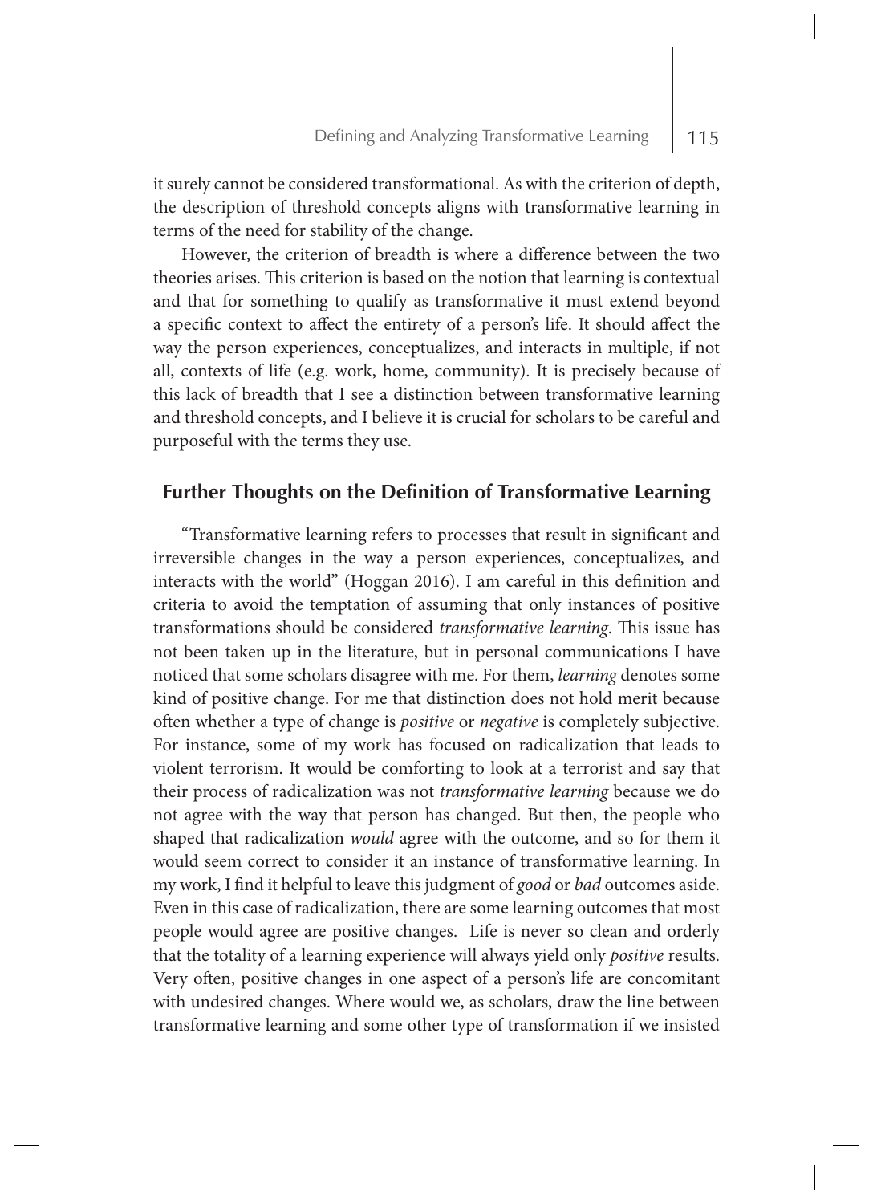it surely cannot be considered transformational. As with the criterion of depth, the description of threshold concepts aligns with transformative learning in terms of the need for stability of the change.

However, the criterion of breadth is where a difference between the two theories arises. This criterion is based on the notion that learning is contextual and that for something to qualify as transformative it must extend beyond a specific context to affect the entirety of a person's life. It should affect the way the person experiences, conceptualizes, and interacts in multiple, if not all, contexts of life (e.g. work, home, community). It is precisely because of this lack of breadth that I see a distinction between transformative learning and threshold concepts, and I believe it is crucial for scholars to be careful and purposeful with the terms they use.

## Further Thoughts on the Definition of Transformative Learning

"Transformative learning refers to processes that result in significant and irreversible changes in the way a person experiences, conceptualizes, and interacts with the world" (Hoggan 2016). I am careful in this definition and criteria to avoid the temptation of assuming that only instances of positive transformations should be considered *transformative learning*. This issue has not been taken up in the literature, but in personal communications I have noticed that some scholars disagree with me. For them, *learning* denotes some kind of positive change. For me that distinction does not hold merit because often whether a type of change is *positive* or *negative* is completely subjective. For instance, some of my work has focused on radicalization that leads to violent terrorism. It would be comforting to look at a terrorist and say that their process of radicalization was not *transformative learning* because we do not agree with the way that person has changed. But then, the people who shaped that radicalization *would* agree with the outcome, and so for them it would seem correct to consider it an instance of transformative learning. In my work, I find it helpful to leave this judgment of *good* or *bad* outcomes aside. Even in this case of radicalization, there are some learning outcomes that most people would agree are positive changes. Life is never so clean and orderly that the totality of a learning experience will always yield only *positive* results. Very often, positive changes in one aspect of a person's life are concomitant with undesired changes. Where would we, as scholars, draw the line between transformative learning and some other type of transformation if we insisted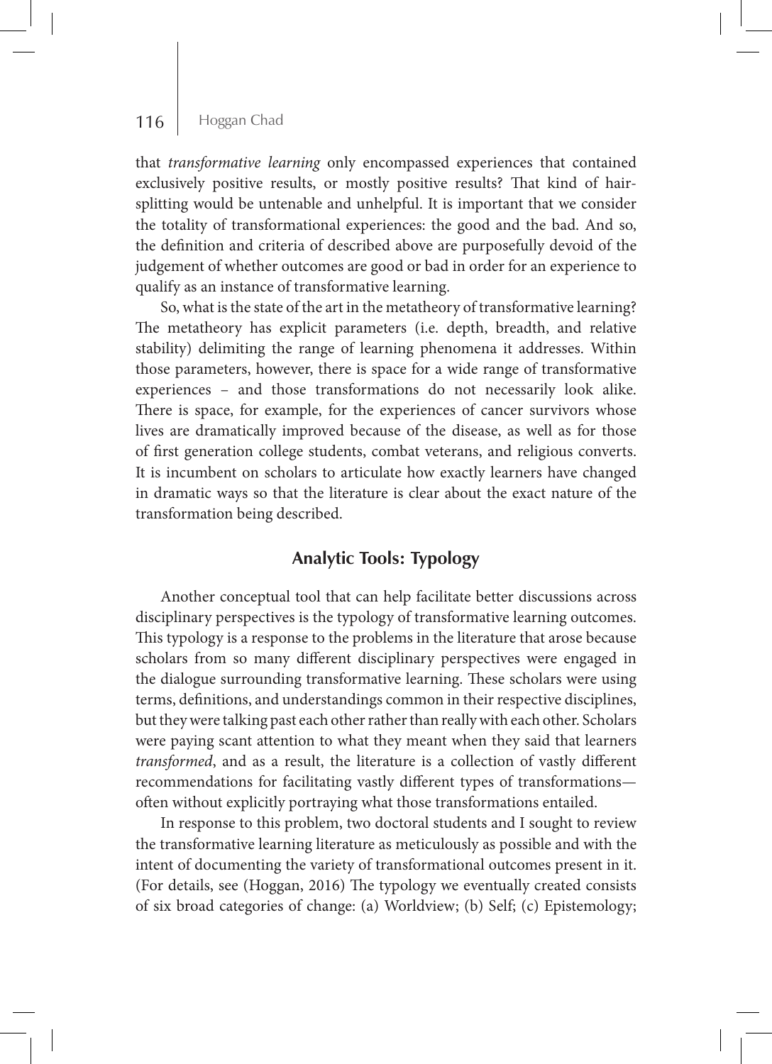that *transformative learning* only encompassed experiences that contained exclusively positive results, or mostly positive results? That kind of hair-splitting would be untenable and unhelpful. It is important that we consider the totality of transformational experiences: the good and the bad. And so, the definition and criteria of described above are purposefully devoid of the judgement of whether outcomes are good or bad in order for an experience to qualify as an instance of transformative learning.

So, what is the state of the art in the metatheory of transformative learning? The metatheory has explicit parameters (i.e. depth, breadth, and relative stability) delimiting the range of learning phenomena it addresses. Within those parameters, however, there is space for a wide range of transformative experiences – and those transformations do not necessarily look alike. There is space, for example, for the experiences of cancer survivors whose lives are dramatically improved because of the disease, as well as for those of first generation college students, combat veterans, and religious converts. It is incumbent on scholars to articulate how exactly learners have changed in dramatic ways so that the literature is clear about the exact nature of the transformation being described.

## Analytic Tools: Typology

Another conceptual tool that can help facilitate better discussions across disciplinary perspectives is the typology of transformative learning outcomes. This typology is a response to the problems in the literature that arose because scholars from so many different disciplinary perspectives were engaged in the dialogue surrounding transformative learning. These scholars were using terms, definitions, and understandings common in their respective disciplines, but they were talking past each other rather than really with each other. Scholars were paying scant attention to what they meant when they said that learners *transformed*, and as a result, the literature is a collection of vastly different recommendations for facilitating vastly different types of transformations—often without explicitly portraying what those transformations entailed.

In response to this problem, two doctoral students and I sought to review the transformative learning literature as meticulously as possible and with the intent of documenting the variety of transformational outcomes present in it. (For details, see (Hoggan, 2016) The typology we eventually created consists of six broad categories of change: (a) Worldview; (b) Self; (c) Epistemology;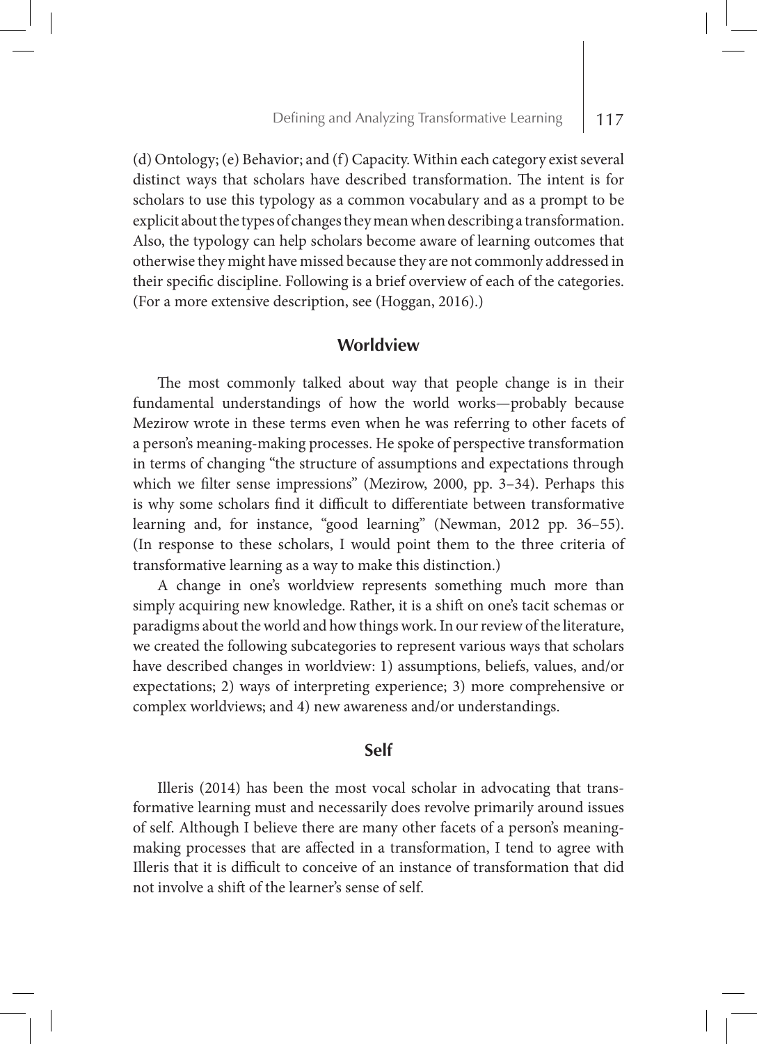(d) Ontology; (e) Behavior; and (f) Capacity. Within each category exist several distinct ways that scholars have described transformation. The intent is for scholars to use this typology as a common vocabulary and as a prompt to be explicit about the types of changes they mean when describing a transformation. Also, the typology can help scholars become aware of learning outcomes that otherwise they might have missed because they are not commonly addressed in their specific discipline. Following is a brief overview of each of the categories. (For a more extensive description, see (Hoggan, 2016).)

## Worldview

The most commonly talked about way that people change is in their fundamental understandings of how the world works—probably because Mezirow wrote in these terms even when he was referring to other facets of a person's meaning-making processes. He spoke of perspective transformation in terms of changing "the structure of assumptions and expectations through which we filter sense impressions" (Mezirow, 2000, pp. 3–34). Perhaps this is why some scholars find it difficult to differentiate between transformative learning and, for instance, "good learning" (Newman, 2012 pp. 36–55). (In response to these scholars, I would point them to the three criteria of transformative learning as a way to make this distinction.)

A change in one's worldview represents something much more than simply acquiring new knowledge. Rather, it is a shift on one's tacit schemas or paradigms about the world and how things work. In our review of the literature, we created the following subcategories to represent various ways that scholars have described changes in worldview: 1) assumptions, beliefs, values, and/or expectations; 2) ways of interpreting experience; 3) more comprehensive or complex worldviews; and 4) new awareness and/or understandings.

## Self

Illeris (2014) has been the most vocal scholar in advocating that transformative learning must and necessarily does revolve primarily around issues of self. Although I believe there are many other facets of a person's meaning-making processes that are affected in a transformation, I tend to agree with Illeris that it is difficult to conceive of an instance of transformation that did not involve a shift of the learner's sense of self.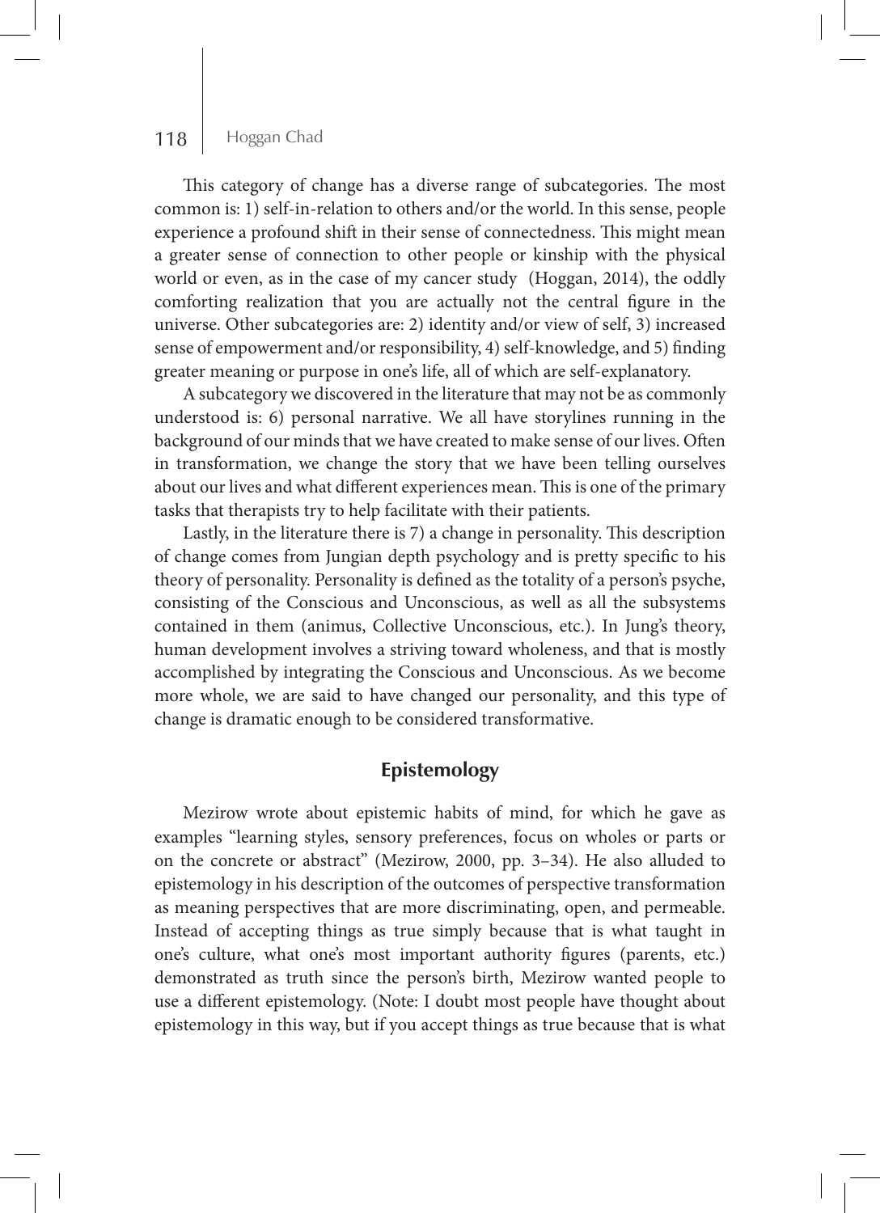This category of change has a diverse range of subcategories. The most common is: 1) self-in-relation to others and/or the world. In this sense, people experience a profound shift in their sense of connectedness. This might mean a greater sense of connection to other people or kinship with the physical world or even, as in the case of my cancer study (Hoggan, 2014), the oddly comforting realization that you are actually not the central figure in the universe. Other subcategories are: 2) identity and/or view of self, 3) increased sense of empowerment and/or responsibility, 4) self-knowledge, and 5) finding greater meaning or purpose in one's life, all of which are self-explanatory.

A subcategory we discovered in the literature that may not be as commonly understood is: 6) personal narrative. We all have storylines running in the background of our minds that we have created to make sense of our lives. Often in transformation, we change the story that we have been telling ourselves about our lives and what different experiences mean. This is one of the primary tasks that therapists try to help facilitate with their patients.

Lastly, in the literature there is 7) a change in personality. This description of change comes from Jungian depth psychology and is pretty specific to his theory of personality. Personality is defined as the totality of a person's psyche, consisting of the Conscious and Unconscious, as well as all the subsystems contained in them (animus, Collective Unconscious, etc.). In Jung's theory, human development involves a striving toward wholeness, and that is mostly accomplished by integrating the Conscious and Unconscious. As we become more whole, we are said to have changed our personality, and this type of change is dramatic enough to be considered transformative.

## Epistemology

Mezirow wrote about epistemic habits of mind, for which he gave as examples "learning styles, sensory preferences, focus on wholes or parts or on the concrete or abstract" (Mezirow, 2000, pp. 3–34). He also alluded to epistemology in his description of the outcomes of perspective transformation as meaning perspectives that are more discriminating, open, and permeable. Instead of accepting things as true simply because that is what taught in one's culture, what one's most important authority figures (parents, etc.) demonstrated as truth since the person's birth, Mezirow wanted people to use a different epistemology. (Note: I doubt most people have thought about epistemology in this way, but if you accept things as true because that is what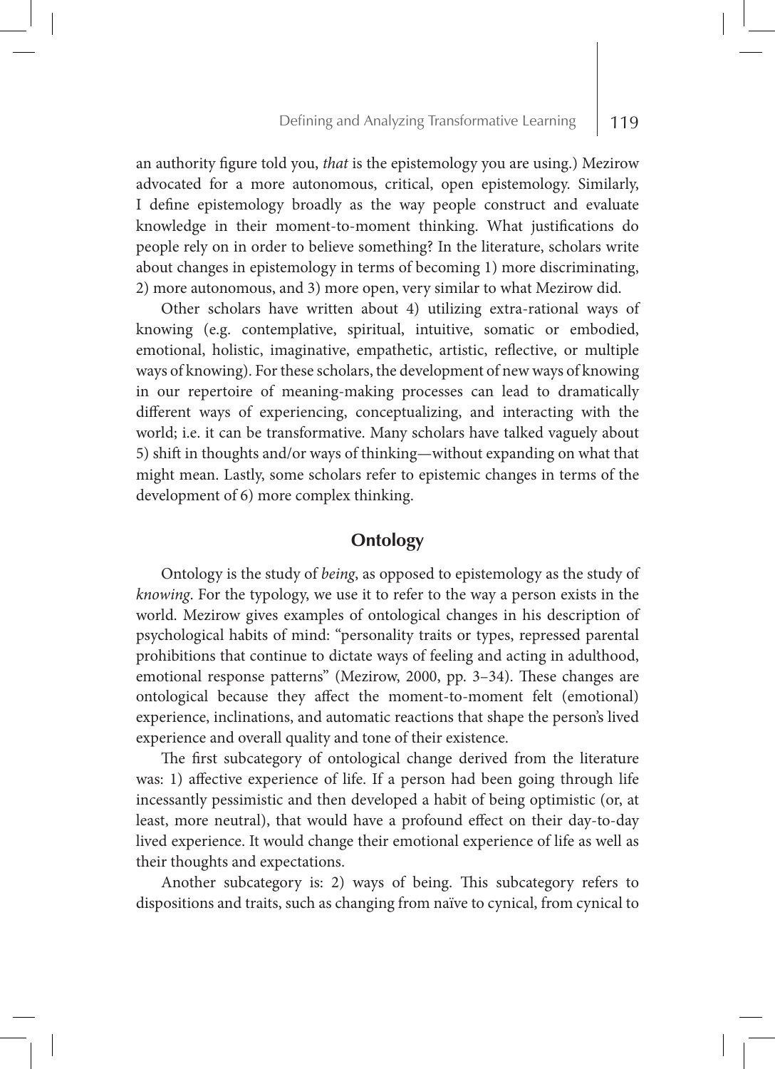an authority figure told you, *that* is the epistemology you are using.) Mezirow advocated for a more autonomous, critical, open epistemology. Similarly, I define epistemology broadly as the way people construct and evaluate knowledge in their moment-to-moment thinking. What justifications do people rely on in order to believe something? In the literature, scholars write about changes in epistemology in terms of becoming 1) more discriminating, 2) more autonomous, and 3) more open, very similar to what Mezirow did.

Other scholars have written about 4) utilizing extra-rational ways of knowing (e.g. contemplative, spiritual, intuitive, somatic or embodied, emotional, holistic, imaginative, empathetic, artistic, reflective, or multiple ways of knowing). For these scholars, the development of new ways of knowing in our repertoire of meaning-making processes can lead to dramatically different ways of experiencing, conceptualizing, and interacting with the world; i.e. it can be transformative. Many scholars have talked vaguely about 5) shift in thoughts and/or ways of thinking—without expanding on what that might mean. Lastly, some scholars refer to epistemic changes in terms of the development of 6) more complex thinking.

## Ontology

Ontology is the study of *being*, as opposed to epistemology as the study of *knowing*. For the typology, we use it to refer to the way a person exists in the world. Mezirow gives examples of ontological changes in his description of psychological habits of mind: "personality traits or types, repressed parental prohibitions that continue to dictate ways of feeling and acting in adulthood, emotional response patterns" (Mezirow, 2000, pp. 3–34). These changes are ontological because they affect the moment-to-moment felt (emotional) experience, inclinations, and automatic reactions that shape the person's lived experience and overall quality and tone of their existence.

The first subcategory of ontological change derived from the literature was: 1) affective experience of life. If a person had been going through life incessantly pessimistic and then developed a habit of being optimistic (or, at least, more neutral), that would have a profound effect on their day-to-day lived experience. It would change their emotional experience of life as well as their thoughts and expectations.

Another subcategory is: 2) ways of being. This subcategory refers to dispositions and traits, such as changing from naïve to cynical, from cynical to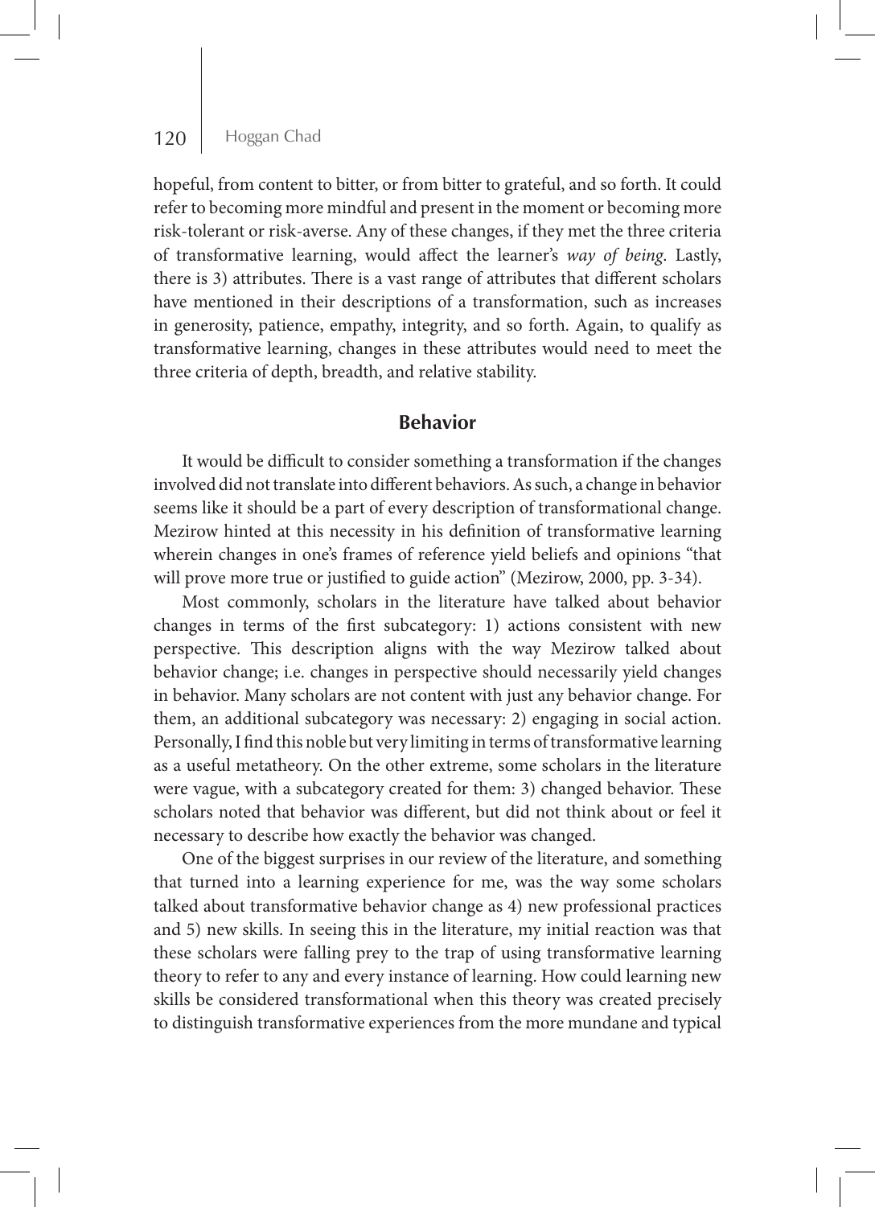hopeful, from content to bitter, or from bitter to grateful, and so forth. It could refer to becoming more mindful and present in the moment or becoming more risk-tolerant or risk-averse. Any of these changes, if they met the three criteria of transformative learning, would affect the learner's *way of being*. Lastly, there is 3) attributes. There is a vast range of attributes that different scholars have mentioned in their descriptions of a transformation, such as increases in generosity, patience, empathy, integrity, and so forth. Again, to qualify as transformative learning, changes in these attributes would need to meet the three criteria of depth, breadth, and relative stability.

## Behavior

It would be difficult to consider something a transformation if the changes involved did not translate into different behaviors. As such, a change in behavior seems like it should be a part of every description of transformational change. Mezirow hinted at this necessity in his definition of transformative learning wherein changes in one's frames of reference yield beliefs and opinions "that will prove more true or justified to guide action" (Mezirow, 2000, pp. 3-34).

Most commonly, scholars in the literature have talked about behavior changes in terms of the first subcategory: 1) actions consistent with new perspective. This description aligns with the way Mezirow talked about behavior change; i.e. changes in perspective should necessarily yield changes in behavior. Many scholars are not content with just any behavior change. For them, an additional subcategory was necessary: 2) engaging in social action. Personally, I find this noble but very limiting in terms of transformative learning as a useful metatheory. On the other extreme, some scholars in the literature were vague, with a subcategory created for them: 3) changed behavior. These scholars noted that behavior was different, but did not think about or feel it necessary to describe how exactly the behavior was changed.

One of the biggest surprises in our review of the literature, and something that turned into a learning experience for me, was the way some scholars talked about transformative behavior change as 4) new professional practices and 5) new skills. In seeing this in the literature, my initial reaction was that these scholars were falling prey to the trap of using transformative learning theory to refer to any and every instance of learning. How could learning new skills be considered transformational when this theory was created precisely to distinguish transformative experiences from the more mundane and typical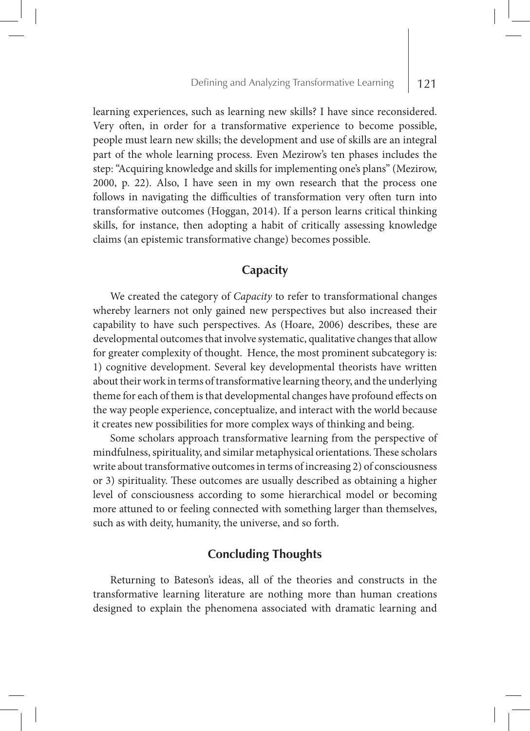learning experiences, such as learning new skills? I have since reconsidered. Very often, in order for a transformative experience to become possible, people must learn new skills; the development and use of skills are an integral part of the whole learning process. Even Mezirow's ten phases includes the step: "Acquiring knowledge and skills for implementing one's plans" (Mezirow, 2000, p. 22). Also, I have seen in my own research that the process one follows in navigating the difficulties of transformation very often turn into transformative outcomes (Hoggan, 2014). If a person learns critical thinking skills, for instance, then adopting a habit of critically assessing knowledge claims (an epistemic transformative change) becomes possible.

## Capacity

We created the category of *Capacity* to refer to transformational changes whereby learners not only gained new perspectives but also increased their capability to have such perspectives. As (Hoare, 2006) describes, these are developmental outcomes that involve systematic, qualitative changes that allow for greater complexity of thought. Hence, the most prominent subcategory is: 1) cognitive development. Several key developmental theorists have written about their work in terms of transformative learning theory, and the underlying theme for each of them is that developmental changes have profound effects on the way people experience, conceptualize, and interact with the world because it creates new possibilities for more complex ways of thinking and being.

Some scholars approach transformative learning from the perspective of mindfulness, spirituality, and similar metaphysical orientations. These scholars write about transformative outcomes in terms of increasing 2) of consciousness or 3) spirituality. These outcomes are usually described as obtaining a higher level of consciousness according to some hierarchical model or becoming more attuned to or feeling connected with something larger than themselves, such as with deity, humanity, the universe, and so forth.

## Concluding Thoughts

Returning to Bateson's ideas, all of the theories and constructs in the transformative learning literature are nothing more than human creations designed to explain the phenomena associated with dramatic learning and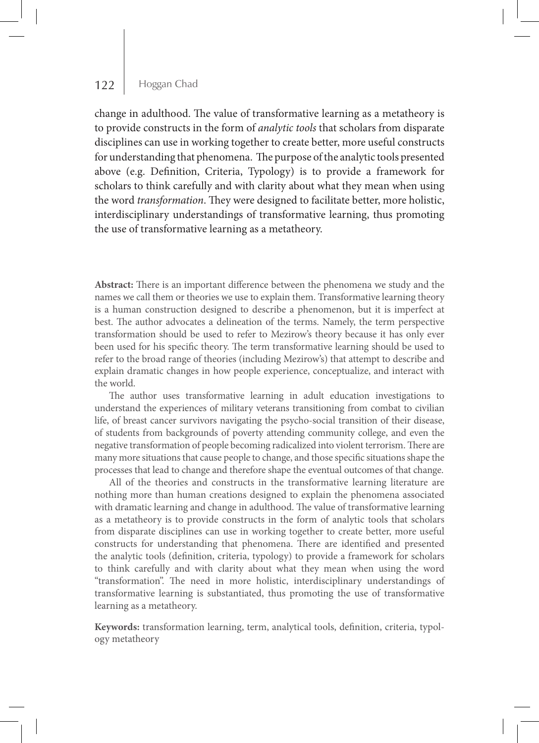change in adulthood. The value of transformative learning as a metatheory is to provide constructs in the form of *analytic tools* that scholars from disparate disciplines can use in working together to create better, more useful constructs for understanding that phenomena. The purpose of the analytic tools presented above (e.g. Definition, Criteria, Typology) is to provide a framework for scholars to think carefully and with clarity about what they mean when using the word *transformation*. They were designed to facilitate better, more holistic, interdisciplinary understandings of transformative learning, thus promoting the use of transformative learning as a metatheory.

**Abstract:** There is an important difference between the phenomena we study and the names we call them or theories we use to explain them. Transformative learning theory is a human construction designed to describe a phenomenon, but it is imperfect at best. The author advocates a delineation of the terms. Namely, the term perspective transformation should be used to refer to Mezirow's theory because it has only ever been used for his specific theory. The term transformative learning should be used to refer to the broad range of theories (including Mezirow's) that attempt to describe and explain dramatic changes in how people experience, conceptualize, and interact with the world.

The author uses transformative learning in adult education investigations to understand the experiences of military veterans transitioning from combat to civilian life, of breast cancer survivors navigating the psycho-social transition of their disease, of students from backgrounds of poverty attending community college, and even the negative transformation of people becoming radicalized into violent terrorism. There are many more situations that cause people to change, and those specific situations shape the processes that lead to change and therefore shape the eventual outcomes of that change.

All of the theories and constructs in the transformative learning literature are nothing more than human creations designed to explain the phenomena associated with dramatic learning and change in adulthood. The value of transformative learning as a metatheory is to provide constructs in the form of analytic tools that scholars from disparate disciplines can use in working together to create better, more useful constructs for understanding that phenomena. There are identified and presented the analytic tools (definition, criteria, typology) to provide a framework for scholars to think carefully and with clarity about what they mean when using the word "transformation". The need in more holistic, interdisciplinary understandings of transformative learning is substantiated, thus promoting the use of transformative learning as a metatheory.

**Keywords:** transformation learning, term, analytical tools, definition, criteria, typology metatheory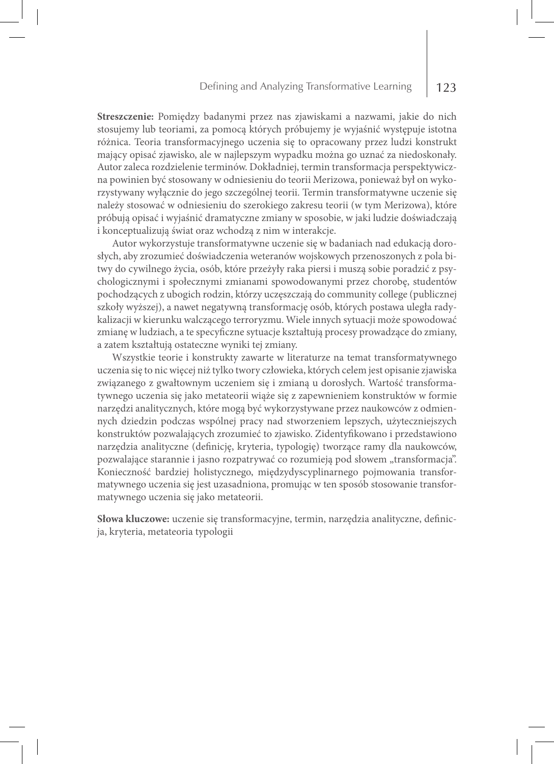**Streszczenie:** Pomiędzy badanymi przez nas zjawiskami a nazwami, jakie do nich stosujemy lub teoriami, za pomocą których próbujemy je wyjaśnić występuje istotna różnica. Teoria transformacyjnego uczenia się to opracowany przez ludzi konstrukt mający opisać zjawisko, ale w najlepszym wypadku można go uznać za niedoskonały. Autor zaleca rozdzielenie terminów. Dokładniej, termin transformacja perspektywiczna powinien być stosowany w odniesieniu do teorii Merizowa, ponieważ był on wykorzystywany wyłącznie do jego szczególnej teorii. Termin transformatywne uczenie się należy stosować w odniesieniu do szerokiego zakresu teorii (w tym Merizowa), które próbują opisać i wyjaśnić dramatyczne zmiany w sposobie, w jaki ludzie doświadczają i konceptualizują świat oraz wchodzą z nim w interakcje.

Autor wykorzystuje transformatywne uczenie się w badaniach nad edukacją dorosłych, aby zrozumieć doświadczenia weteranów wojskowych przenoszonych z pola bitwy do cywilnego życia, osób, które przeżyły raka piersi i muszą sobie poradzić z psychologicznymi i społecznymi zmianami spowodowanymi przez chorobę, studentów pochodzących z ubogich rodzin, którzy uczęszczają do community college (publicznej szkoły wyższej), a nawet negatywną transformację osób, których postawa uległa radykalizacji w kierunku walczącego terroryzmu. Wiele innych sytuacji może spowodować zmianę w ludziach, a te specyficzne sytuacje kształtują procesy prowadzące do zmiany, a zatem kształtują ostateczne wyniki tej zmiany.

Wszystkie teorie i konstrukty zawarte w literaturze na temat transformatywnego uczenia się to nic więcej niż tylko twory człowieka, których celem jest opisanie zjawiska związanego z gwałtownym uczeniem się i zmianą u dorosłych. Wartość transformatywnego uczenia się jako metateorii wiąże się z zapewnieniem konstruktów w formie narzędzi analitycznych, które mogą być wykorzystywane przez naukowców z odmiennych dziedzin podczas wspólnej pracy nad stworzeniem lepszych, użyteczniejszych konstruktów pozwalających zrozumieć to zjawisko. Zidentyfikowano i przedstawiono narzędzia analityczne (definicję, kryteria, typologię) tworzące ramy dla naukowców, pozwalające starannie i jasno rozpatrywać co rozumieją pod słowem „transformacja". Konieczność bardziej holistycznego, międzydyscyplinarnego pojmowania transformatywnego uczenia się jest uzasadniona, promując w ten sposób stosowanie transformatywnego uczenia się jako metateorii.

**Słowa kluczowe:** uczenie się transformacyjne, termin, narzędzia analityczne, definicja, kryteria, metateoria typologii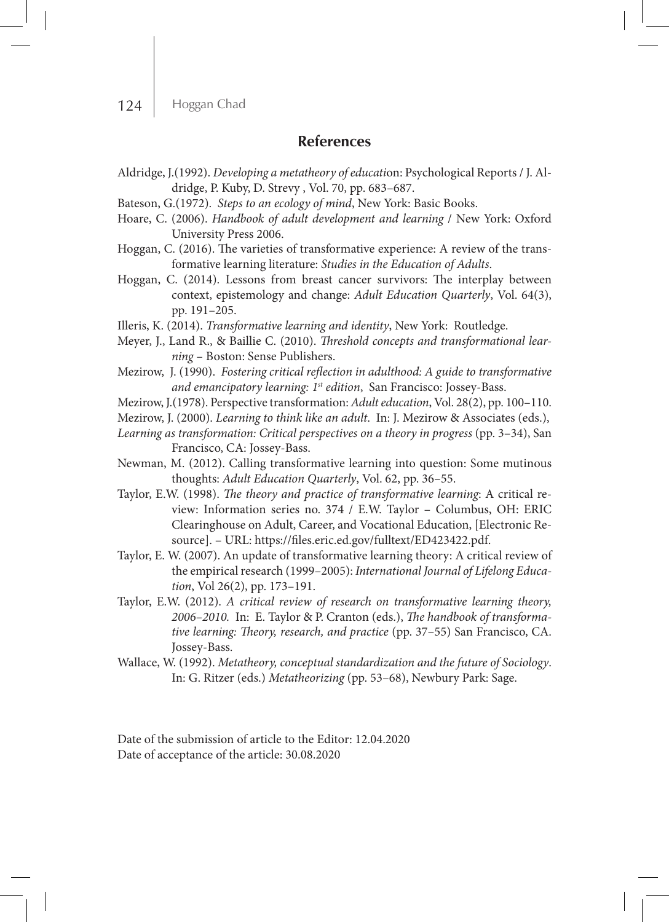## References

Aldridge, J.(1992). *Developing a metatheory of educati*on: Psychological Reports / J. Aldridge, P. Kuby, D. Strevy , Vol. 70, pp. 683–687.

Bateson, G.(1972). *Steps to an ecology of mind*, New York: Basic Books.

Hoare, C. (2006). *Handbook of adult development and learning* / New York: Oxford University Press 2006.

Hoggan, C. (2016). The varieties of transformative experience: A review of the transformative learning literature: *Studies in the Education of Adults*.

Hoggan, C. (2014). Lessons from breast cancer survivors: The interplay between context, epistemology and change: *Adult Education Quarterly*, Vol. 64(3), pp. 191–205.

Illeris, K. (2014). *Transformative learning and identity*, New York: Routledge.

Meyer, J., Land R., & Baillie C. (2010). *Threshold concepts and transformational learning* – Boston: Sense Publishers.

Mezirow, J. (1990). *Fostering critical reflection in adulthood: A guide to transformative and emancipatory learning: 1st edition*, San Francisco: Jossey-Bass.

Mezirow, J.(1978). Perspective transformation: *Adult education*, Vol. 28(2), pp. 100–110.

Mezirow, J. (2000). *Learning to think like an adult*. In: J. Mezirow & Associates (eds.),

*Learning as transformation: Critical perspectives on a theory in progress* (pp. 3–34), San Francisco, CA: Jossey-Bass.

Newman, M. (2012). Calling transformative learning into question: Some mutinous thoughts: *Adult Education Quarterly*, Vol. 62, pp. 36–55.

Taylor, E.W. (1998). *The theory and practice of transformative learning*: A critical review: Information series no. 374 / E.W. Taylor – Columbus, OH: ERIC Clearinghouse on Adult, Career, and Vocational Education, [Electronic Resource]. – URL: https://files.eric.ed.gov/fulltext/ED423422.pdf.

Taylor, E. W. (2007). An update of transformative learning theory: A critical review of the empirical research (1999–2005): *International Journal of Lifelong Education*, Vol 26(2), pp. 173–191.

Taylor, E.W. (2012). *A critical review of research on transformative learning theory, 2006–2010.* In: E. Taylor & P. Cranton (eds.), *The handbook of transformative learning: Theory, research, and practice* (pp. 37–55) San Francisco, CA. Jossey-Bass.

Wallace, W. (1992). *Metatheory, conceptual standardization and the future of Sociology*. In: G. Ritzer (eds.) *Metatheorizing* (pp. 53–68), Newbury Park: Sage.

Date of the submission of article to the Editor: 12.04.2020
Date of acceptance of the article: 30.08.2020